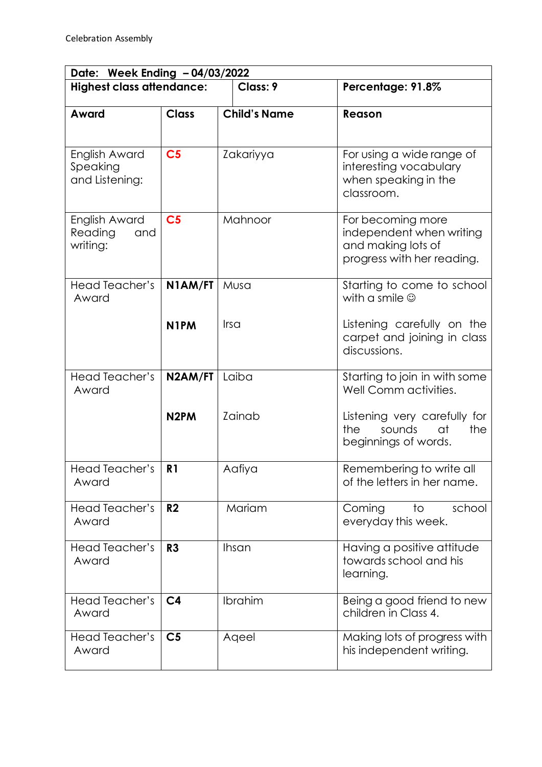Celebration Assembly

| Date: Week Ending – 04/03/2022 | | | |
|---|---|---|---|
| **Highest class attendance:** | | **Class: 9** | **Percentage: 91.8%** |
| **Award** | **Class** | **Child's Name** | **Reason** |
| English Award Speaking and Listening: | **C5** | Zakariyya | For using a wide range of interesting vocabulary when speaking in the classroom. |
| English Award Reading and writing: | **C5** | Mahnoor | For becoming more independent when writing and making lots of progress with her reading. |
| Head Teacher's Award | **N1AM/FT** | Musa | Starting to come to school with a smile ☺ |
| | **N1PM** | Irsa | Listening carefully on the carpet and joining in class discussions. |
| Head Teacher's Award | **N2AM/FT** | Laiba | Starting to join in with some Well Comm activities. |
| | **N2PM** | Zainab | Listening very carefully for the sounds at the beginnings of words. |
| Head Teacher's Award | **R1** | Aafiya | Remembering to write all of the letters in her name. |
| Head Teacher's Award | **R2** | Mariam | Coming to school everyday this week. |
| Head Teacher's Award | **R3** | Ihsan | Having a positive attitude towards school and his learning. |
| Head Teacher's Award | **C4** | Ibrahim | Being a good friend to new children in Class 4. |
| Head Teacher's Award | **C5** | Aqeel | Making lots of progress with his independent writing. |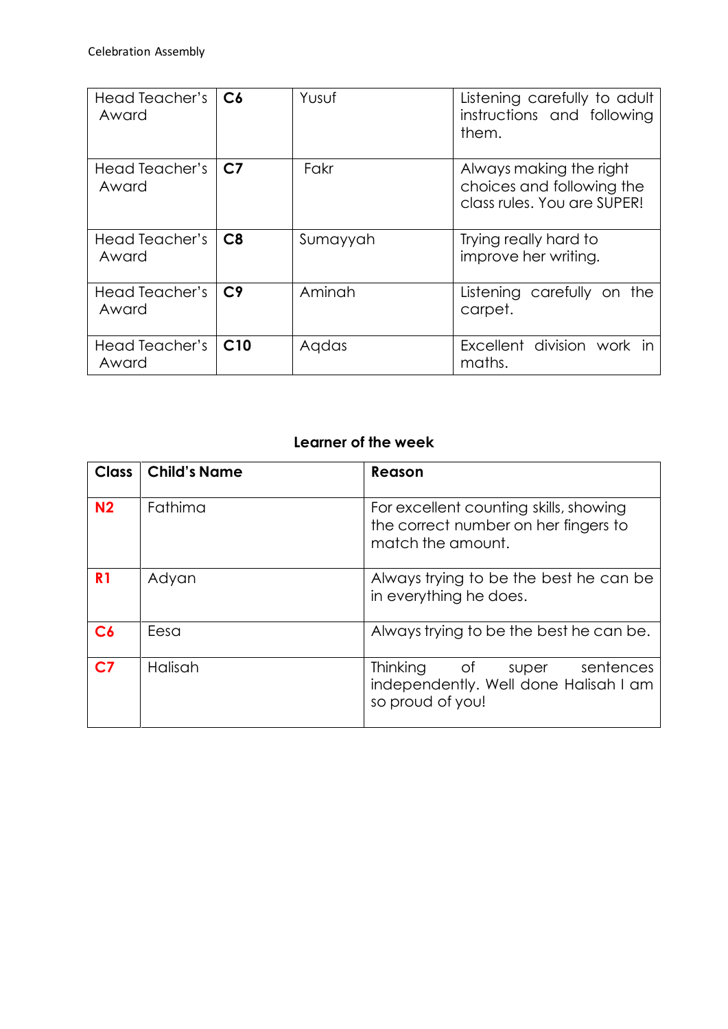| | | | |
|---|---|---|---|
| Head Teacher's Award | **C6** | Yusuf | Listening carefully to adult instructions and following them. |
| Head Teacher's Award | **C7** | Fakr | Always making the right choices and following the class rules. You are SUPER! |
| Head Teacher's Award | **C8** | Sumayyah | Trying really hard to improve her writing. |
| Head Teacher's Award | **C9** | Aminah | Listening carefully on the carpet. |
| Head Teacher's Award | **C10** | Aqdas | Excellent division work in maths. |

**Learner of the week**

| Class | Child's Name | Reason |
|---|---|---|
| **N2** | Fathima | For excellent counting skills, showing the correct number on her fingers to match the amount. |
| **R1** | Adyan | Always trying to be the best he can be in everything he does. |
| **C6** | Eesa | Always trying to be the best he can be. |
| **C7** | Halisah | Thinking of super sentences independently. Well done Halisah I am so proud of you! |